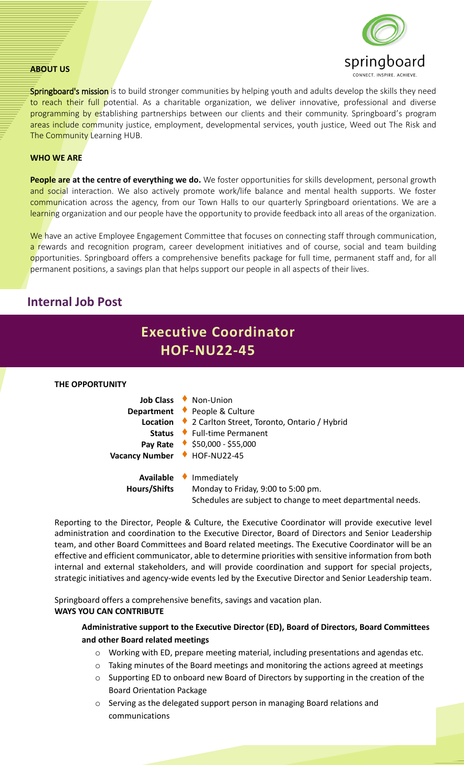springboard
CONNECT. INSPIRE. ACHIEVE.

**ABOUT US**

**Springboard's mission** is to build stronger communities by helping youth and adults develop the skills they need to reach their full potential. As a charitable organization, we deliver innovative, professional and diverse programming by establishing partnerships between our clients and their community. Springboard's program areas include community justice, employment, developmental services, youth justice, Weed out The Risk and The Community Learning HUB.

**WHO WE ARE**

**People are at the centre of everything we do.** We foster opportunities for skills development, personal growth and social interaction. We also actively promote work/life balance and mental health supports. We foster communication across the agency, from our Town Halls to our quarterly Springboard orientations. We are a learning organization and our people have the opportunity to provide feedback into all areas of the organization.

We have an active Employee Engagement Committee that focuses on connecting staff through communication, a rewards and recognition program, career development initiatives and of course, social and team building opportunities. Springboard offers a comprehensive benefits package for full time, permanent staff and, for all permanent positions, a savings plan that helps support our people in all aspects of their lives.

## Internal Job Post

# Executive Coordinator HOF-NU22-45

**THE OPPORTUNITY**

| | |
|---|---|
| **Job Class** | Non-Union |
| **Department** | People & Culture |
| **Location** | 2 Carlton Street, Toronto, Ontario / Hybrid |
| **Status** | Full-time Permanent |
| **Pay Rate** | $50,000 - $55,000 |
| **Vacancy Number** | HOF-NU22-45 |
| **Available** | Immediately |
| **Hours/Shifts** | Monday to Friday, 9:00 to 5:00 pm. Schedules are subject to change to meet departmental needs. |

Reporting to the Director, People & Culture, the Executive Coordinator will provide executive level administration and coordination to the Executive Director, Board of Directors and Senior Leadership team, and other Board Committees and Board related meetings. The Executive Coordinator will be an effective and efficient communicator, able to determine priorities with sensitive information from both internal and external stakeholders, and will provide coordination and support for special projects, strategic initiatives and agency-wide events led by the Executive Director and Senior Leadership team.

Springboard offers a comprehensive benefits, savings and vacation plan.

**WAYS YOU CAN CONTRIBUTE**

**Administrative support to the Executive Director (ED), Board of Directors, Board Committees and other Board related meetings**

- Working with ED, prepare meeting material, including presentations and agendas etc.
- Taking minutes of the Board meetings and monitoring the actions agreed at meetings
- Supporting ED to onboard new Board of Directors by supporting in the creation of the Board Orientation Package
- Serving as the delegated support person in managing Board relations and communications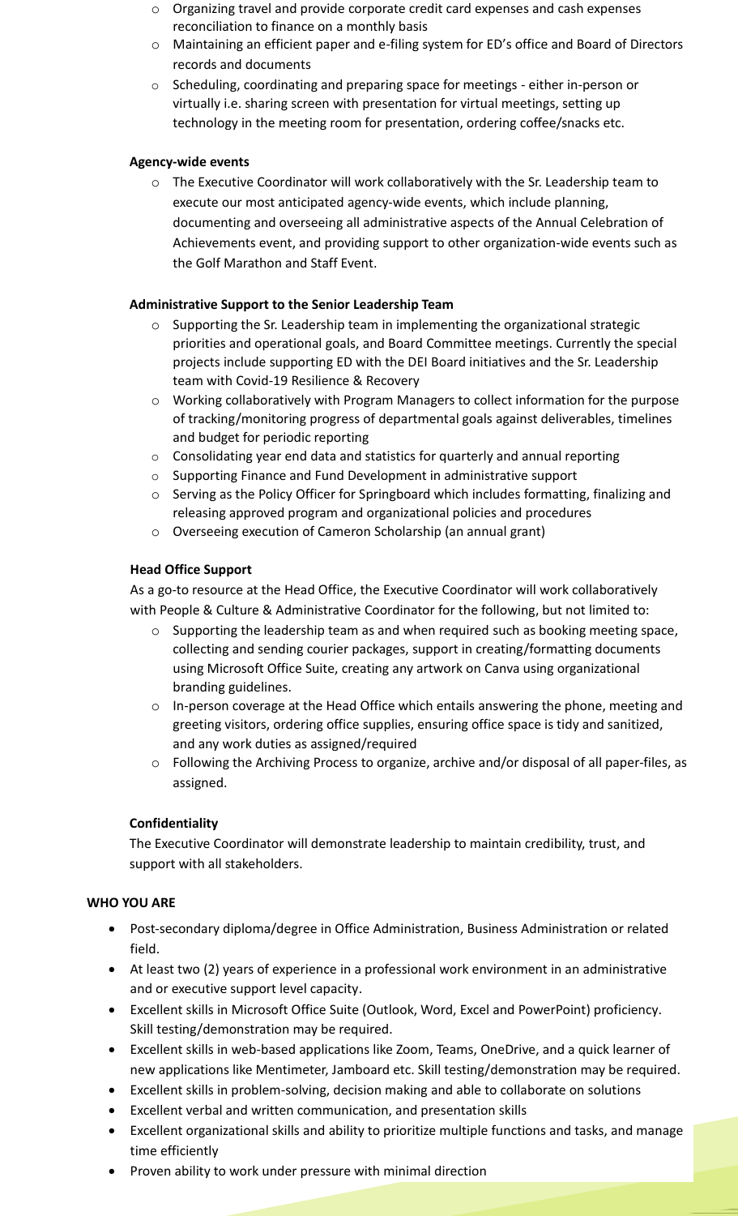- Organizing travel and provide corporate credit card expenses and cash expenses reconciliation to finance on a monthly basis
- Maintaining an efficient paper and e-filing system for ED's office and Board of Directors records and documents
- Scheduling, coordinating and preparing space for meetings - either in-person or virtually i.e. sharing screen with presentation for virtual meetings, setting up technology in the meeting room for presentation, ordering coffee/snacks etc.

**Agency-wide events**

- The Executive Coordinator will work collaboratively with the Sr. Leadership team to execute our most anticipated agency-wide events, which include planning, documenting and overseeing all administrative aspects of the Annual Celebration of Achievements event, and providing support to other organization-wide events such as the Golf Marathon and Staff Event.

**Administrative Support to the Senior Leadership Team**

- Supporting the Sr. Leadership team in implementing the organizational strategic priorities and operational goals, and Board Committee meetings. Currently the special projects include supporting ED with the DEI Board initiatives and the Sr. Leadership team with Covid-19 Resilience & Recovery
- Working collaboratively with Program Managers to collect information for the purpose of tracking/monitoring progress of departmental goals against deliverables, timelines and budget for periodic reporting
- Consolidating year end data and statistics for quarterly and annual reporting
- Supporting Finance and Fund Development in administrative support
- Serving as the Policy Officer for Springboard which includes formatting, finalizing and releasing approved program and organizational policies and procedures
- Overseeing execution of Cameron Scholarship (an annual grant)

**Head Office Support**

As a go-to resource at the Head Office, the Executive Coordinator will work collaboratively with People & Culture & Administrative Coordinator for the following, but not limited to:

- Supporting the leadership team as and when required such as booking meeting space, collecting and sending courier packages, support in creating/formatting documents using Microsoft Office Suite, creating any artwork on Canva using organizational branding guidelines.
- In-person coverage at the Head Office which entails answering the phone, meeting and greeting visitors, ordering office supplies, ensuring office space is tidy and sanitized, and any work duties as assigned/required
- Following the Archiving Process to organize, archive and/or disposal of all paper-files, as assigned.

**Confidentiality**

The Executive Coordinator will demonstrate leadership to maintain credibility, trust, and support with all stakeholders.

**WHO YOU ARE**

- Post-secondary diploma/degree in Office Administration, Business Administration or related field.
- At least two (2) years of experience in a professional work environment in an administrative and or executive support level capacity.
- Excellent skills in Microsoft Office Suite (Outlook, Word, Excel and PowerPoint) proficiency. Skill testing/demonstration may be required.
- Excellent skills in web-based applications like Zoom, Teams, OneDrive, and a quick learner of new applications like Mentimeter, Jamboard etc. Skill testing/demonstration may be required.
- Excellent skills in problem-solving, decision making and able to collaborate on solutions
- Excellent verbal and written communication, and presentation skills
- Excellent organizational skills and ability to prioritize multiple functions and tasks, and manage time efficiently
- Proven ability to work under pressure with minimal direction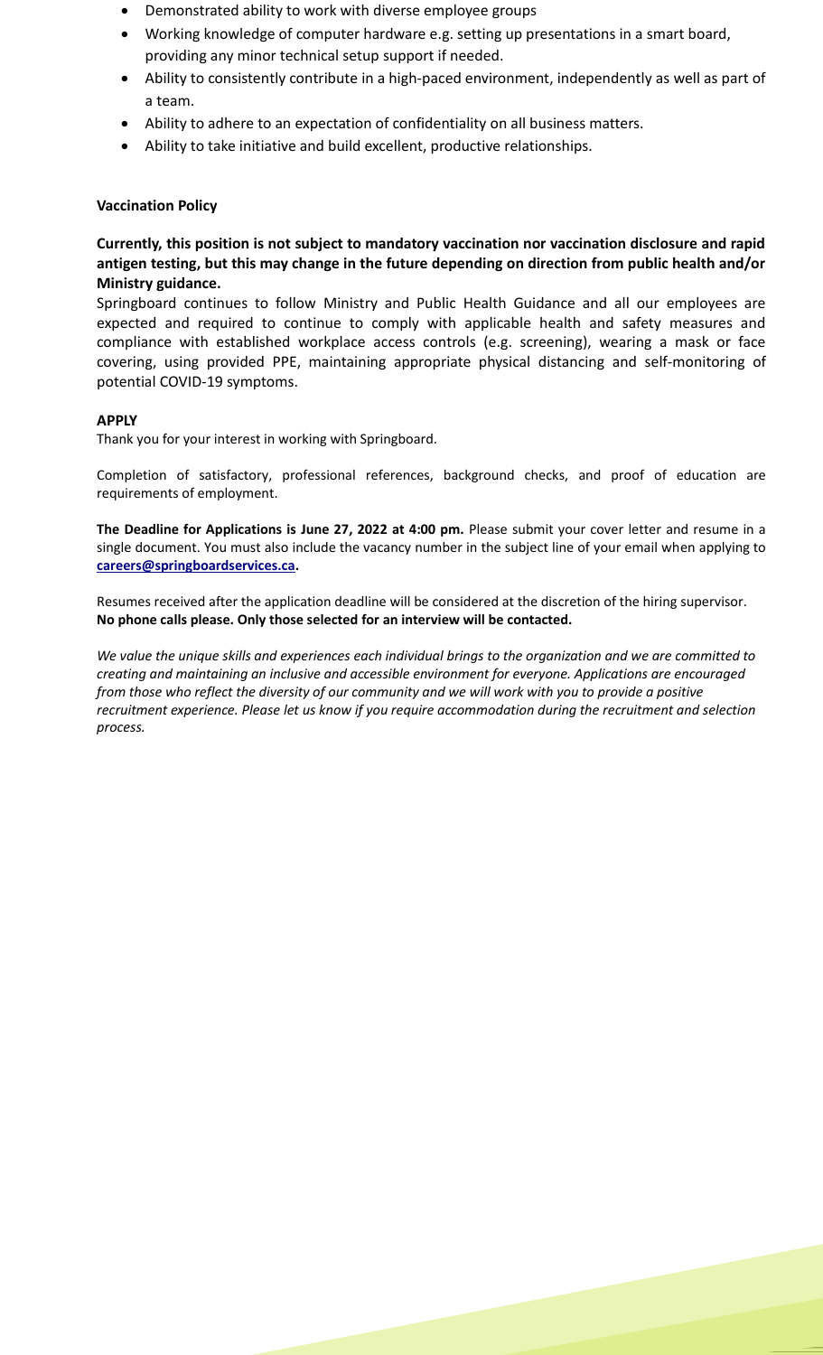- Demonstrated ability to work with diverse employee groups
- Working knowledge of computer hardware e.g. setting up presentations in a smart board, providing any minor technical setup support if needed.
- Ability to consistently contribute in a high-paced environment, independently as well as part of a team.
- Ability to adhere to an expectation of confidentiality on all business matters.
- Ability to take initiative and build excellent, productive relationships.

**Vaccination Policy**

**Currently, this position is not subject to mandatory vaccination nor vaccination disclosure and rapid antigen testing, but this may change in the future depending on direction from public health and/or Ministry guidance.**

Springboard continues to follow Ministry and Public Health Guidance and all our employees are expected and required to continue to comply with applicable health and safety measures and compliance with established workplace access controls (e.g. screening), wearing a mask or face covering, using provided PPE, maintaining appropriate physical distancing and self-monitoring of potential COVID-19 symptoms.

**APPLY**

Thank you for your interest in working with Springboard.

Completion of satisfactory, professional references, background checks, and proof of education are requirements of employment.

**The Deadline for Applications is June 27, 2022 at 4:00 pm.** Please submit your cover letter and resume in a single document. You must also include the vacancy number in the subject line of your email when applying to **careers@springboardservices.ca.**

Resumes received after the application deadline will be considered at the discretion of the hiring supervisor.
**No phone calls please. Only those selected for an interview will be contacted.**

*We value the unique skills and experiences each individual brings to the organization and we are committed to creating and maintaining an inclusive and accessible environment for everyone. Applications are encouraged from those who reflect the diversity of our community and we will work with you to provide a positive recruitment experience. Please let us know if you require accommodation during the recruitment and selection process.*